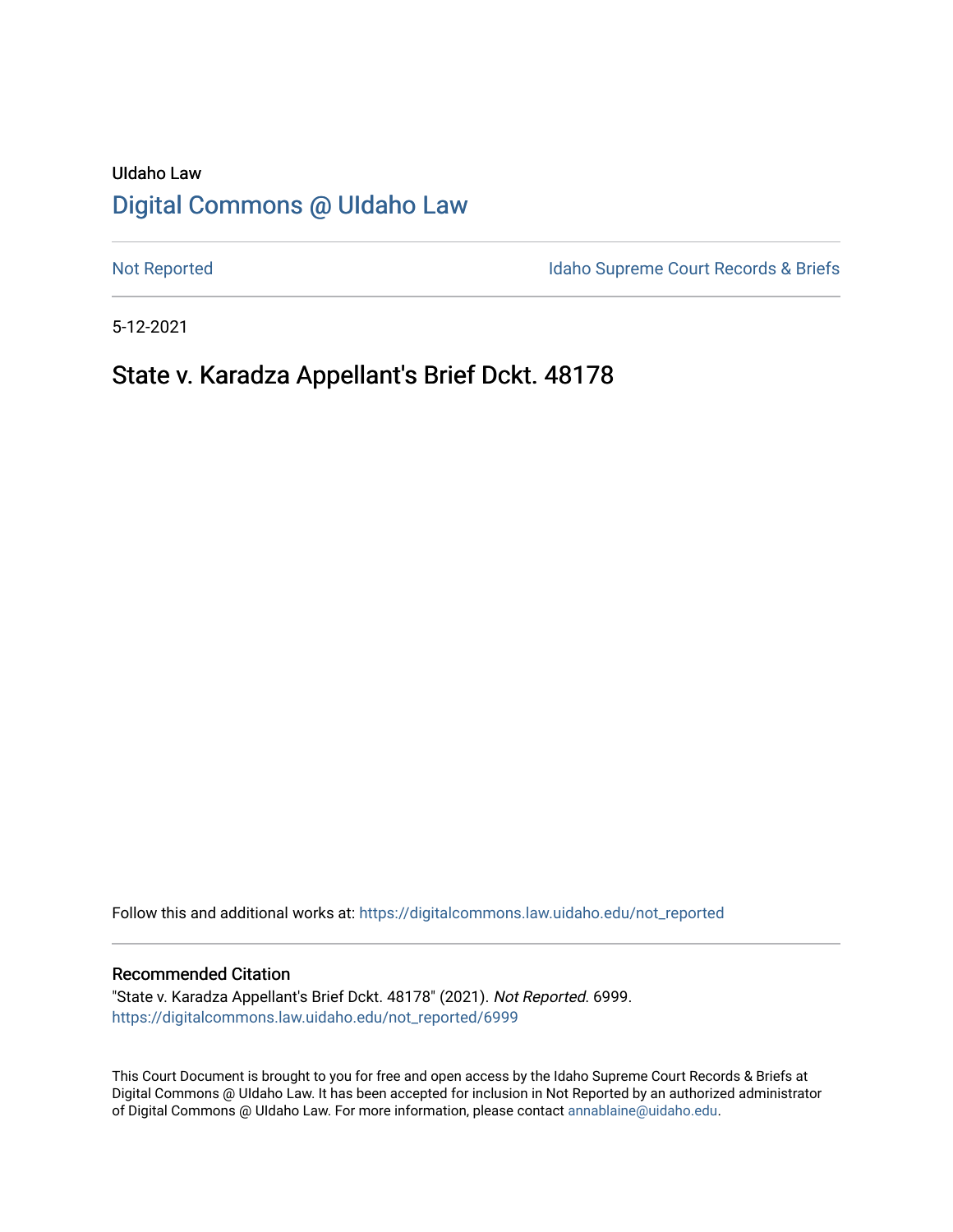UIdaho Law

# Digital Commons @ UIdaho Law

Not Reported

Idaho Supreme Court Records & Briefs

5-12-2021

## State v. Karadza Appellant's Brief Dckt. 48178

Follow this and additional works at: https://digitalcommons.law.uidaho.edu/not_reported

### Recommended Citation

"State v. Karadza Appellant's Brief Dckt. 48178" (2021). *Not Reported*. 6999.
https://digitalcommons.law.uidaho.edu/not_reported/6999

This Court Document is brought to you for free and open access by the Idaho Supreme Court Records & Briefs at Digital Commons @ UIdaho Law. It has been accepted for inclusion in Not Reported by an authorized administrator of Digital Commons @ UIdaho Law. For more information, please contact annablaine@uidaho.edu.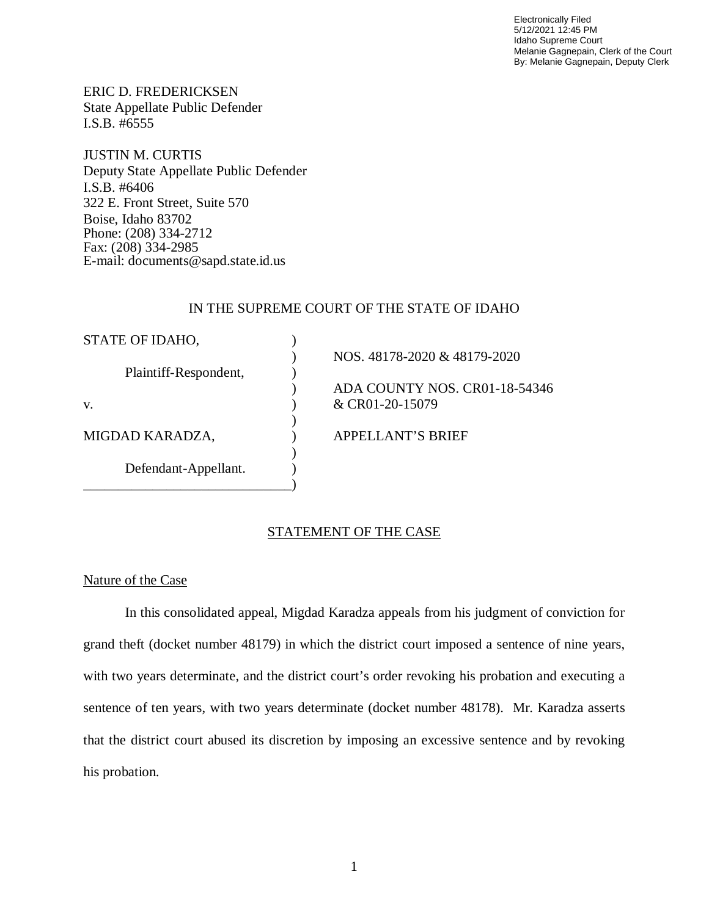Electronically Filed
5/12/2021 12:45 PM
Idaho Supreme Court
Melanie Gagnepain, Clerk of the Court
By: Melanie Gagnepain, Deputy Clerk

ERIC D. FREDERICKSEN
State Appellate Public Defender
I.S.B. #6555

JUSTIN M. CURTIS
Deputy State Appellate Public Defender
I.S.B. #6406
322 E. Front Street, Suite 570
Boise, Idaho 83702
Phone: (208) 334-2712
Fax: (208) 334-2985
E-mail: documents@sapd.state.id.us

IN THE SUPREME COURT OF THE STATE OF IDAHO

| | | |
|---|---|---|
| STATE OF IDAHO, | ) | |
| | ) | NOS. 48178-2020 & 48179-2020 |
| Plaintiff-Respondent, | ) | |
| | ) | ADA COUNTY NOS. CR01-18-54346 |
| v. | ) | & CR01-20-15079 |
| | ) | |
| MIGDAD KARADZA, | ) | APPELLANT'S BRIEF |
| | ) | |
| Defendant-Appellant. | ) | |

## STATEMENT OF THE CASE

### Nature of the Case

In this consolidated appeal, Migdad Karadza appeals from his judgment of conviction for grand theft (docket number 48179) in which the district court imposed a sentence of nine years, with two years determinate, and the district court's order revoking his probation and executing a sentence of ten years, with two years determinate (docket number 48178). Mr. Karadza asserts that the district court abused its discretion by imposing an excessive sentence and by revoking his probation.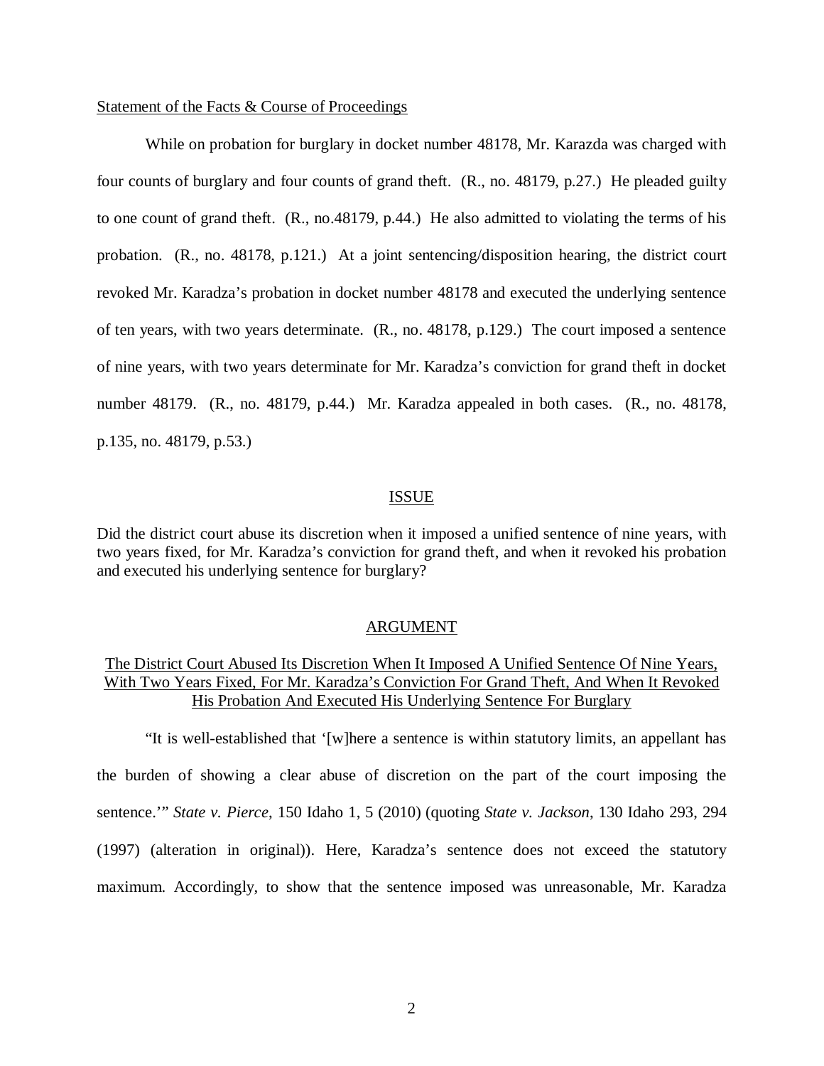Statement of the Facts & Course of Proceedings

While on probation for burglary in docket number 48178, Mr. Karazda was charged with four counts of burglary and four counts of grand theft. (R., no. 48179, p.27.) He pleaded guilty to one count of grand theft. (R., no.48179, p.44.) He also admitted to violating the terms of his probation. (R., no. 48178, p.121.) At a joint sentencing/disposition hearing, the district court revoked Mr. Karadza's probation in docket number 48178 and executed the underlying sentence of ten years, with two years determinate. (R., no. 48178, p.129.) The court imposed a sentence of nine years, with two years determinate for Mr. Karadza's conviction for grand theft in docket number 48179. (R., no. 48179, p.44.) Mr. Karadza appealed in both cases. (R., no. 48178, p.135, no. 48179, p.53.)

## ISSUE

Did the district court abuse its discretion when it imposed a unified sentence of nine years, with two years fixed, for Mr. Karadza's conviction for grand theft, and when it revoked his probation and executed his underlying sentence for burglary?

## ARGUMENT

### The District Court Abused Its Discretion When It Imposed A Unified Sentence Of Nine Years, With Two Years Fixed, For Mr. Karadza's Conviction For Grand Theft, And When It Revoked His Probation And Executed His Underlying Sentence For Burglary

"It is well-established that '[w]here a sentence is within statutory limits, an appellant has the burden of showing a clear abuse of discretion on the part of the court imposing the sentence.'" *State v. Pierce*, 150 Idaho 1, 5 (2010) (quoting *State v. Jackson*, 130 Idaho 293, 294 (1997) (alteration in original)). Here, Karadza's sentence does not exceed the statutory maximum. Accordingly, to show that the sentence imposed was unreasonable, Mr. Karadza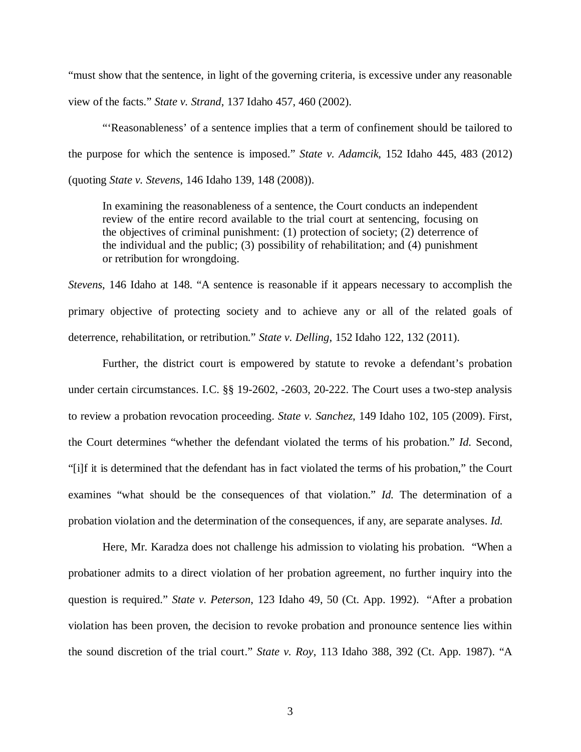"must show that the sentence, in light of the governing criteria, is excessive under any reasonable view of the facts." *State v. Strand*, 137 Idaho 457, 460 (2002).

"'Reasonableness' of a sentence implies that a term of confinement should be tailored to the purpose for which the sentence is imposed." *State v. Adamcik*, 152 Idaho 445, 483 (2012) (quoting *State v. Stevens*, 146 Idaho 139, 148 (2008)).

> In examining the reasonableness of a sentence, the Court conducts an independent review of the entire record available to the trial court at sentencing, focusing on the objectives of criminal punishment: (1) protection of society; (2) deterrence of the individual and the public; (3) possibility of rehabilitation; and (4) punishment or retribution for wrongdoing.

*Stevens*, 146 Idaho at 148. "A sentence is reasonable if it appears necessary to accomplish the primary objective of protecting society and to achieve any or all of the related goals of deterrence, rehabilitation, or retribution." *State v. Delling*, 152 Idaho 122, 132 (2011).

Further, the district court is empowered by statute to revoke a defendant's probation under certain circumstances. I.C. §§ 19-2602, -2603, 20-222. The Court uses a two-step analysis to review a probation revocation proceeding. *State v. Sanchez*, 149 Idaho 102, 105 (2009). First, the Court determines "whether the defendant violated the terms of his probation." *Id.* Second, "[i]f it is determined that the defendant has in fact violated the terms of his probation," the Court examines "what should be the consequences of that violation." *Id.* The determination of a probation violation and the determination of the consequences, if any, are separate analyses. *Id.*

Here, Mr. Karadza does not challenge his admission to violating his probation. "When a probationer admits to a direct violation of her probation agreement, no further inquiry into the question is required." *State v. Peterson*, 123 Idaho 49, 50 (Ct. App. 1992). "After a probation violation has been proven, the decision to revoke probation and pronounce sentence lies within the sound discretion of the trial court." *State v. Roy*, 113 Idaho 388, 392 (Ct. App. 1987). "A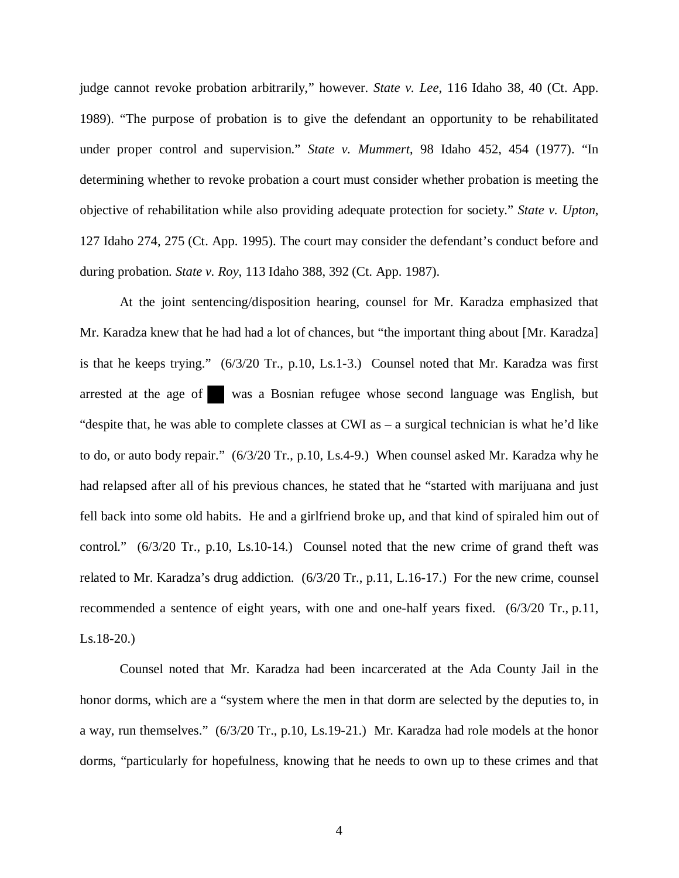judge cannot revoke probation arbitrarily," however. *State v. Lee*, 116 Idaho 38, 40 (Ct. App. 1989). "The purpose of probation is to give the defendant an opportunity to be rehabilitated under proper control and supervision." *State v. Mummert*, 98 Idaho 452, 454 (1977). "In determining whether to revoke probation a court must consider whether probation is meeting the objective of rehabilitation while also providing adequate protection for society." *State v. Upton*, 127 Idaho 274, 275 (Ct. App. 1995). The court may consider the defendant's conduct before and during probation. *State v. Roy*, 113 Idaho 388, 392 (Ct. App. 1987).

At the joint sentencing/disposition hearing, counsel for Mr. Karadza emphasized that Mr. Karadza knew that he had had a lot of chances, but "the important thing about [Mr. Karadza] is that he keeps trying." (6/3/20 Tr., p.10, Ls.1-3.) Counsel noted that Mr. Karadza was first arrested at the age of ██ was a Bosnian refugee whose second language was English, but "despite that, he was able to complete classes at CWI as – a surgical technician is what he'd like to do, or auto body repair." (6/3/20 Tr., p.10, Ls.4-9.) When counsel asked Mr. Karadza why he had relapsed after all of his previous chances, he stated that he "started with marijuana and just fell back into some old habits. He and a girlfriend broke up, and that kind of spiraled him out of control." (6/3/20 Tr., p.10, Ls.10-14.) Counsel noted that the new crime of grand theft was related to Mr. Karadza's drug addiction. (6/3/20 Tr., p.11, L.16-17.) For the new crime, counsel recommended a sentence of eight years, with one and one-half years fixed. (6/3/20 Tr., p.11, Ls.18-20.)

Counsel noted that Mr. Karadza had been incarcerated at the Ada County Jail in the honor dorms, which are a "system where the men in that dorm are selected by the deputies to, in a way, run themselves." (6/3/20 Tr., p.10, Ls.19-21.) Mr. Karadza had role models at the honor dorms, "particularly for hopefulness, knowing that he needs to own up to these crimes and that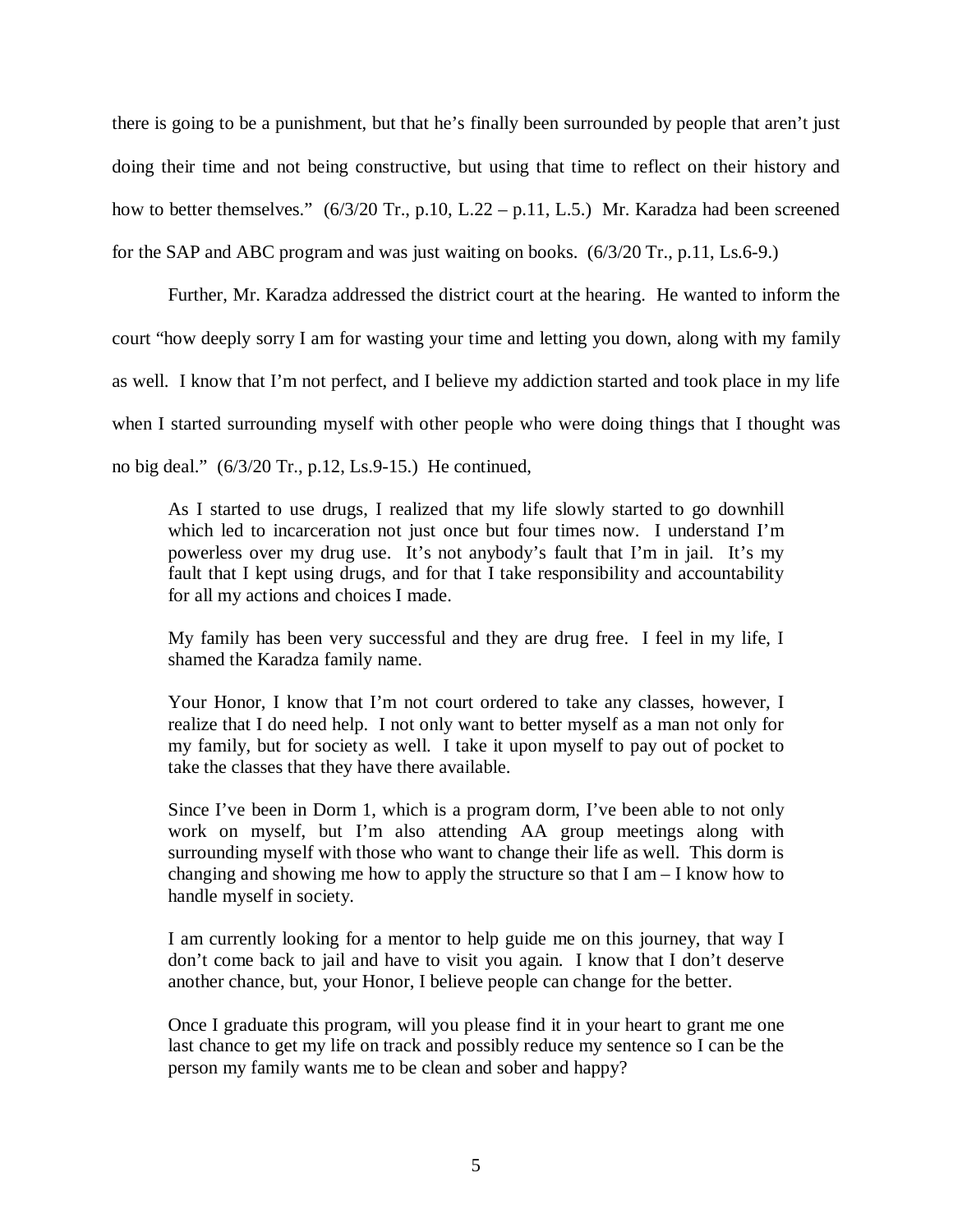there is going to be a punishment, but that he's finally been surrounded by people that aren't just doing their time and not being constructive, but using that time to reflect on their history and how to better themselves." (6/3/20 Tr., p.10, L.22 – p.11, L.5.) Mr. Karadza had been screened for the SAP and ABC program and was just waiting on books. (6/3/20 Tr., p.11, Ls.6-9.)

Further, Mr. Karadza addressed the district court at the hearing. He wanted to inform the court "how deeply sorry I am for wasting your time and letting you down, along with my family as well. I know that I'm not perfect, and I believe my addiction started and took place in my life when I started surrounding myself with other people who were doing things that I thought was no big deal." (6/3/20 Tr., p.12, Ls.9-15.) He continued,

> As I started to use drugs, I realized that my life slowly started to go downhill which led to incarceration not just once but four times now. I understand I'm powerless over my drug use. It's not anybody's fault that I'm in jail. It's my fault that I kept using drugs, and for that I take responsibility and accountability for all my actions and choices I made.
>
> My family has been very successful and they are drug free. I feel in my life, I shamed the Karadza family name.
>
> Your Honor, I know that I'm not court ordered to take any classes, however, I realize that I do need help. I not only want to better myself as a man not only for my family, but for society as well. I take it upon myself to pay out of pocket to take the classes that they have there available.
>
> Since I've been in Dorm 1, which is a program dorm, I've been able to not only work on myself, but I'm also attending AA group meetings along with surrounding myself with those who want to change their life as well. This dorm is changing and showing me how to apply the structure so that I am – I know how to handle myself in society.
>
> I am currently looking for a mentor to help guide me on this journey, that way I don't come back to jail and have to visit you again. I know that I don't deserve another chance, but, your Honor, I believe people can change for the better.
>
> Once I graduate this program, will you please find it in your heart to grant me one last chance to get my life on track and possibly reduce my sentence so I can be the person my family wants me to be clean and sober and happy?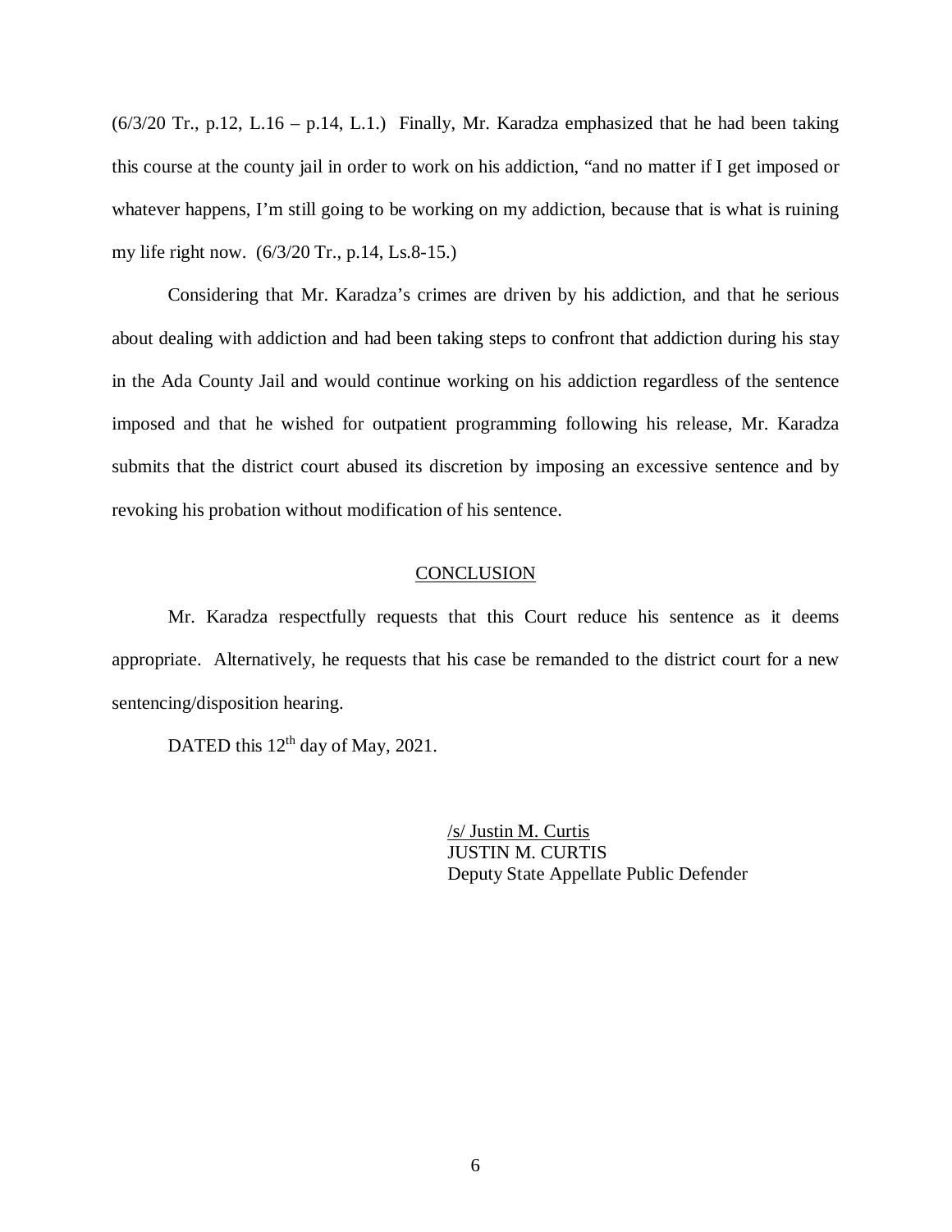(6/3/20 Tr., p.12, L.16 – p.14, L.1.) Finally, Mr. Karadza emphasized that he had been taking this course at the county jail in order to work on his addiction, "and no matter if I get imposed or whatever happens, I'm still going to be working on my addiction, because that is what is ruining my life right now. (6/3/20 Tr., p.14, Ls.8-15.)

Considering that Mr. Karadza's crimes are driven by his addiction, and that he serious about dealing with addiction and had been taking steps to confront that addiction during his stay in the Ada County Jail and would continue working on his addiction regardless of the sentence imposed and that he wished for outpatient programming following his release, Mr. Karadza submits that the district court abused its discretion by imposing an excessive sentence and by revoking his probation without modification of his sentence.

## CONCLUSION

Mr. Karadza respectfully requests that this Court reduce his sentence as it deems appropriate. Alternatively, he requests that his case be remanded to the district court for a new sentencing/disposition hearing.

DATED this 12th day of May, 2021.

/s/ Justin M. Curtis
JUSTIN M. CURTIS
Deputy State Appellate Public Defender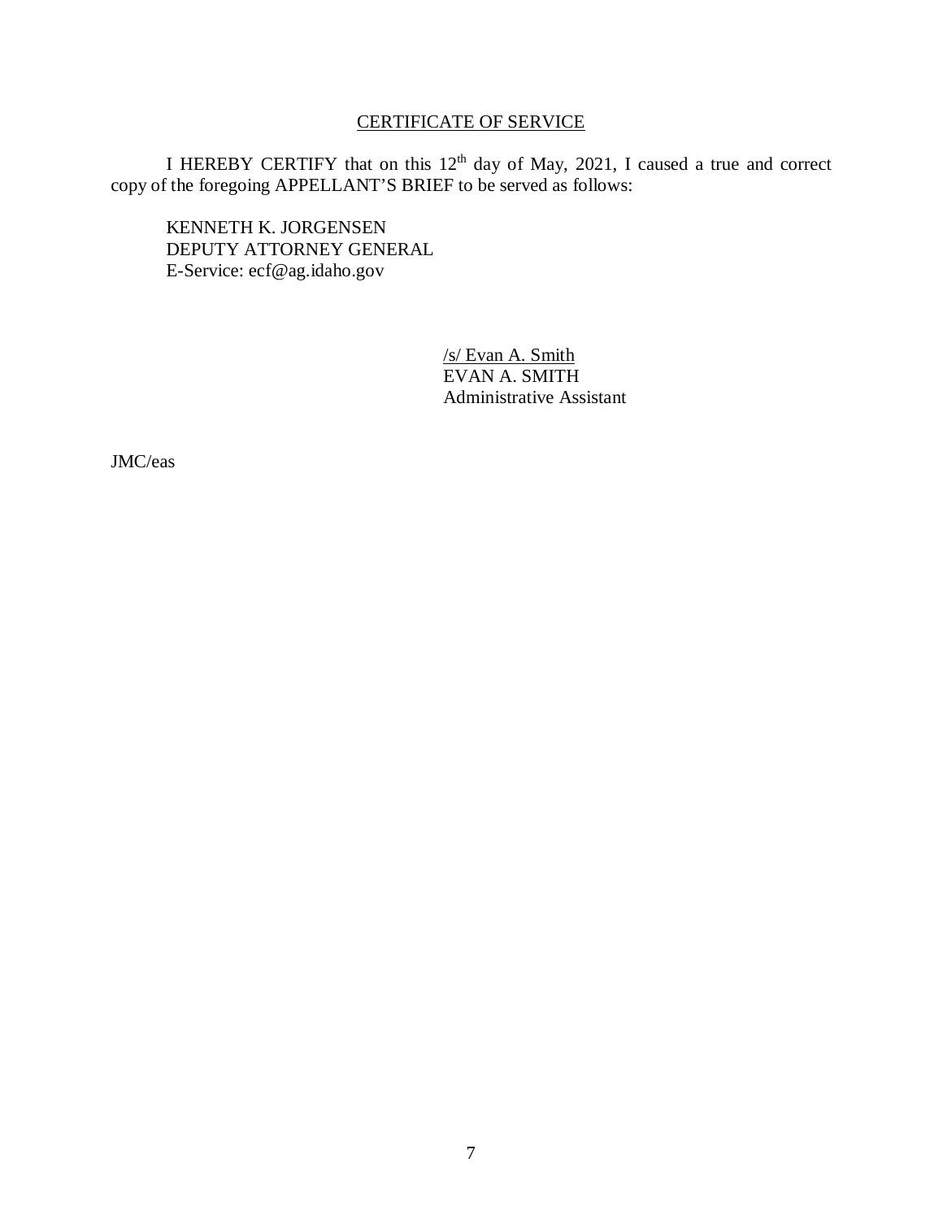## CERTIFICATE OF SERVICE

I HEREBY CERTIFY that on this 12th day of May, 2021, I caused a true and correct copy of the foregoing APPELLANT'S BRIEF to be served as follows:

KENNETH K. JORGENSEN
DEPUTY ATTORNEY GENERAL
E-Service: ecf@ag.idaho.gov

/s/ Evan A. Smith
EVAN A. SMITH
Administrative Assistant

JMC/eas